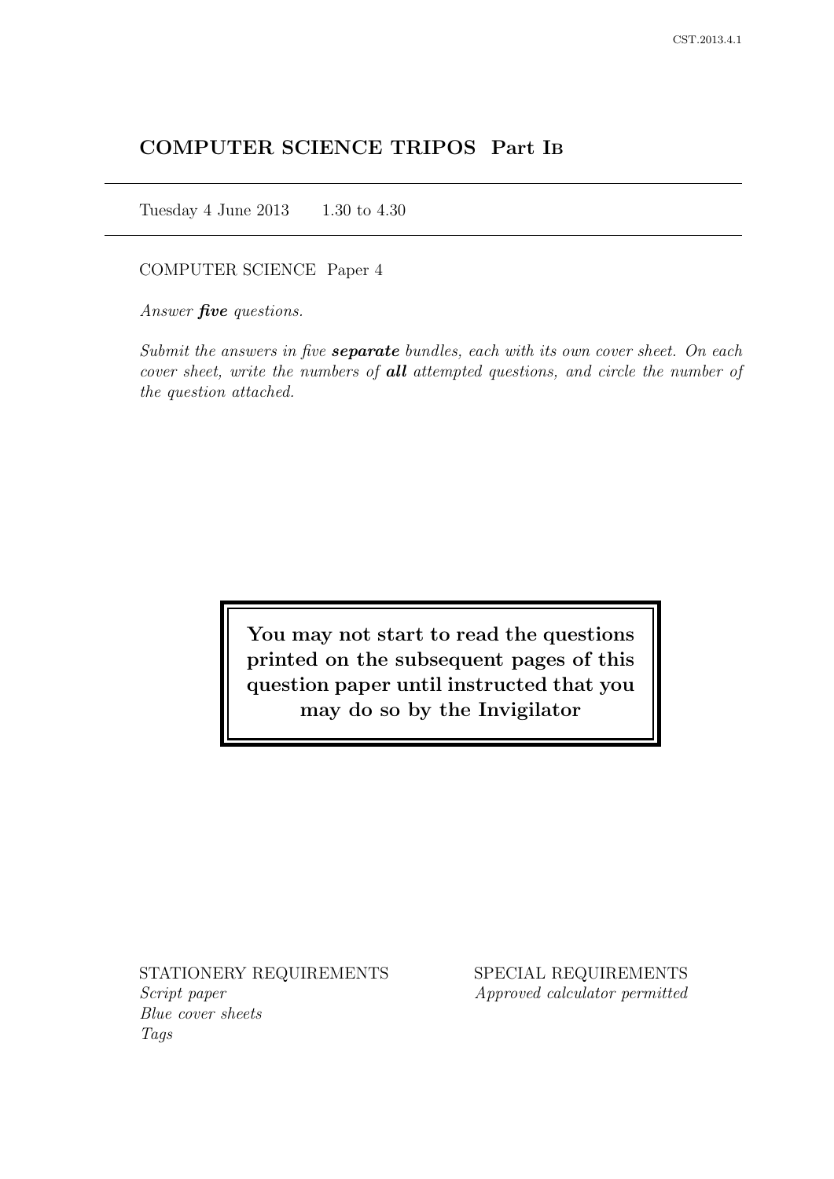# COMPUTER SCIENCE TRIPOS Part IB

Tuesday 4 June 2013 1.30 to 4.30

COMPUTER SCIENCE Paper 4

*Answer* ***five*** *questions.*

*Submit the answers in five* ***separate*** *bundles, each with its own cover sheet. On each cover sheet, write the numbers of* ***all*** *attempted questions, and circle the number of the question attached.*

**You may not start to read the questions printed on the subsequent pages of this question paper until instructed that you may do so by the Invigilator**

STATIONERY REQUIREMENTS

*Script paper*
*Blue cover sheets*
*Tags*

SPECIAL REQUIREMENTS

*Approved calculator permitted*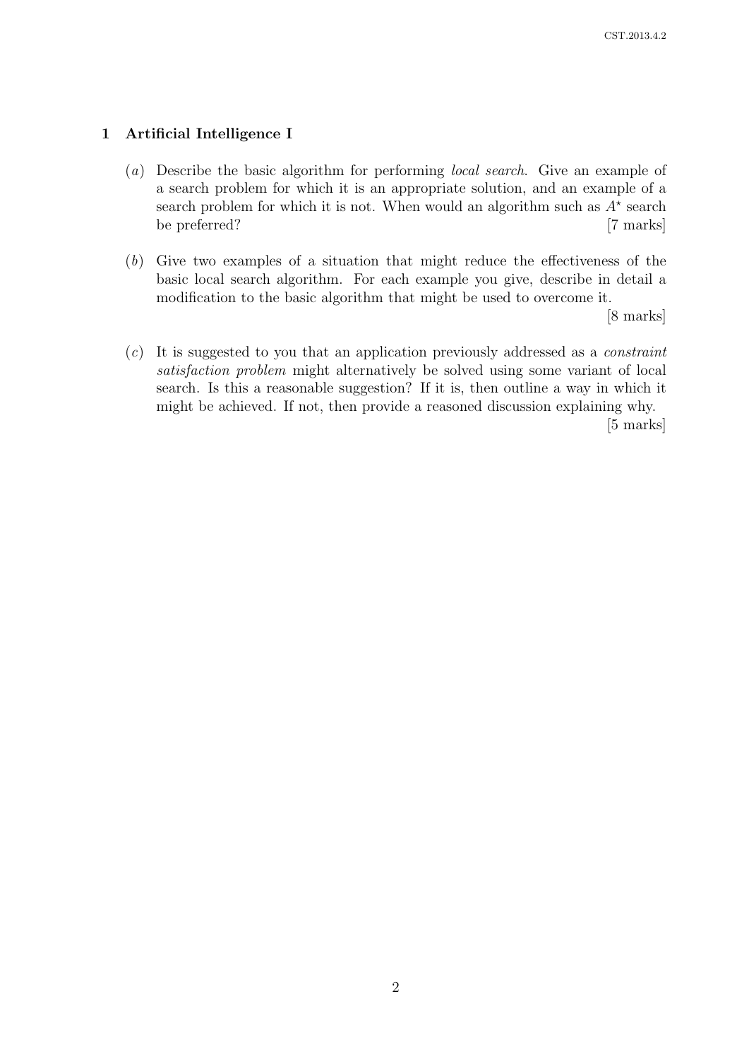## 1 Artificial Intelligence I

(*a*) Describe the basic algorithm for performing *local search*. Give an example of a search problem for which it is an appropriate solution, and an example of a search problem for which it is not. When would an algorithm such as $A^{\star}$ search be preferred? [7 marks]

(*b*) Give two examples of a situation that might reduce the effectiveness of the basic local search algorithm. For each example you give, describe in detail a modification to the basic algorithm that might be used to overcome it. [8 marks]

(*c*) It is suggested to you that an application previously addressed as a *constraint satisfaction problem* might alternatively be solved using some variant of local search. Is this a reasonable suggestion? If it is, then outline a way in which it might be achieved. If not, then provide a reasoned discussion explaining why. [5 marks]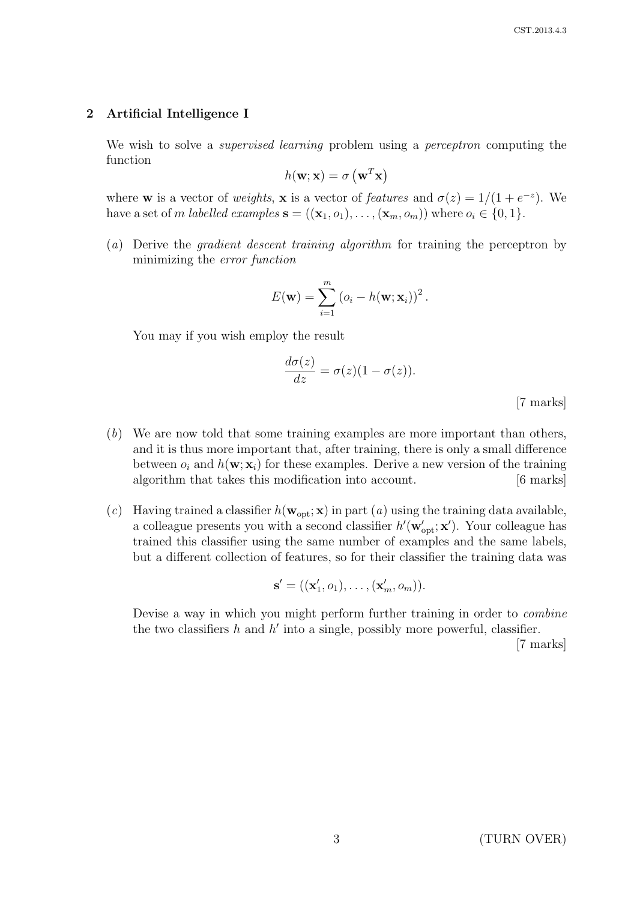## 2 Artificial Intelligence I

We wish to solve a *supervised learning* problem using a *perceptron* computing the function

$$h(\mathbf{w}; \mathbf{x}) = \sigma\left(\mathbf{w}^T \mathbf{x}\right)$$

where $\mathbf{w}$ is a vector of *weights*, $\mathbf{x}$ is a vector of *features* and $\sigma(z) = 1/(1 + e^{-z})$. We have a set of $m$ *labelled examples* $\mathbf{s} = ((\mathbf{x}_1, o_1), \ldots, (\mathbf{x}_m, o_m))$ where $o_i \in \{0, 1\}$.

(*a*) Derive the *gradient descent training algorithm* for training the perceptron by minimizing the *error function*

$$E(\mathbf{w}) = \sum_{i=1}^{m} \left(o_i - h(\mathbf{w}; \mathbf{x}_i)\right)^2.$$

You may if you wish employ the result

$$\frac{d\sigma(z)}{dz} = \sigma(z)(1 - \sigma(z)).$$

[7 marks]

(*b*) We are now told that some training examples are more important than others, and it is thus more important that, after training, there is only a small difference between $o_i$ and $h(\mathbf{w}; \mathbf{x}_i)$ for these examples. Derive a new version of the training algorithm that takes this modification into account. [6 marks]

(*c*) Having trained a classifier $h(\mathbf{w}_{\text{opt}}; \mathbf{x})$ in part (*a*) using the training data available, a colleague presents you with a second classifier $h'(\mathbf{w}'_{\text{opt}}; \mathbf{x}')$. Your colleague has trained this classifier using the same number of examples and the same labels, but a different collection of features, so for their classifier the training data was

$$\mathbf{s}' = ((\mathbf{x}'_1, o_1), \ldots, (\mathbf{x}'_m, o_m)).$$

Devise a way in which you might perform further training in order to *combine* the two classifiers $h$ and $h'$ into a single, possibly more powerful, classifier.

[7 marks]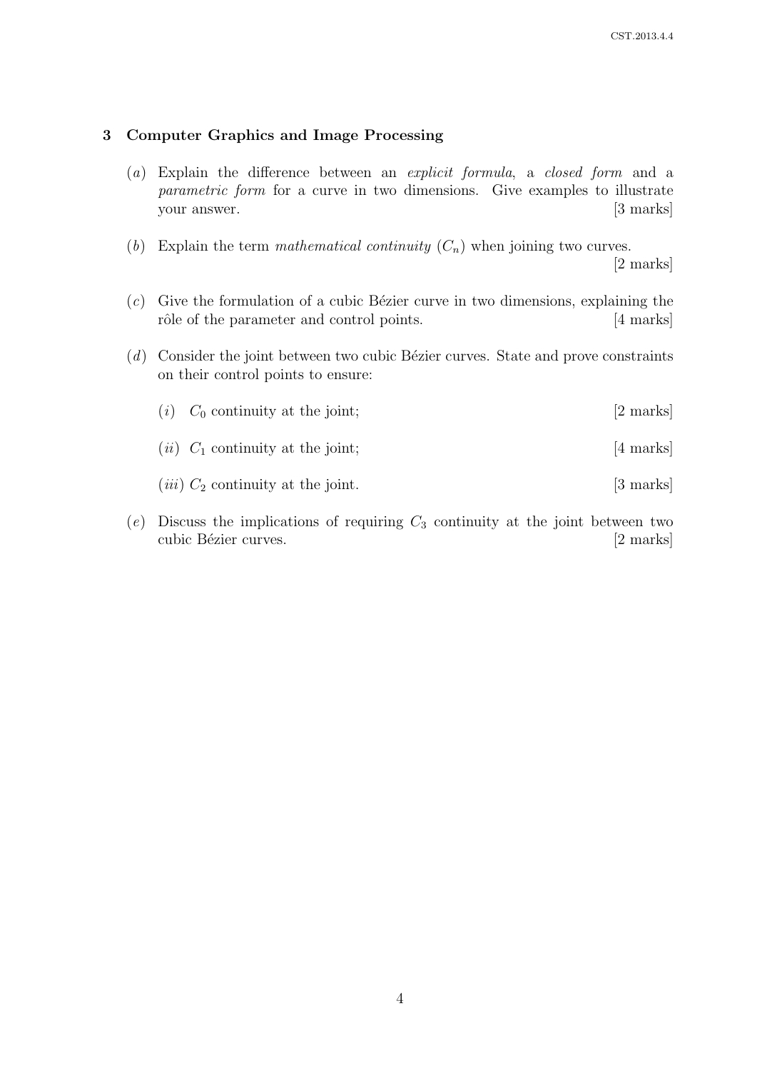## 3 Computer Graphics and Image Processing

(*a*) Explain the difference between an *explicit formula*, a *closed form* and a *parametric form* for a curve in two dimensions. Give examples to illustrate your answer. [3 marks]

(*b*) Explain the term *mathematical continuity* ($C_n$) when joining two curves. [2 marks]

(*c*) Give the formulation of a cubic Bézier curve in two dimensions, explaining the rôle of the parameter and control points. [4 marks]

(*d*) Consider the joint between two cubic Bézier curves. State and prove constraints on their control points to ensure:

- (*i*) $C_0$ continuity at the joint; [2 marks]
- (*ii*) $C_1$ continuity at the joint; [4 marks]
- (*iii*) $C_2$ continuity at the joint. [3 marks]

(*e*) Discuss the implications of requiring $C_3$ continuity at the joint between two cubic Bézier curves. [2 marks]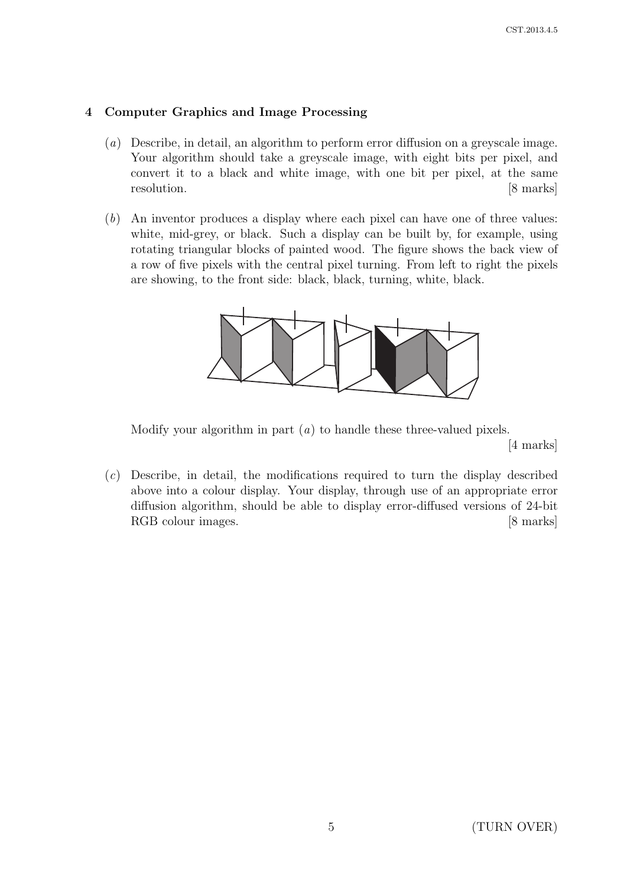## 4 Computer Graphics and Image Processing

(*a*) Describe, in detail, an algorithm to perform error diffusion on a greyscale image. Your algorithm should take a greyscale image, with eight bits per pixel, and convert it to a black and white image, with one bit per pixel, at the same resolution. [8 marks]

(*b*) An inventor produces a display where each pixel can have one of three values: white, mid-grey, or black. Such a display can be built by, for example, using rotating triangular blocks of painted wood. The figure shows the back view of a row of five pixels with the central pixel turning. From left to right the pixels are showing, to the front side: black, black, turning, white, black.

Modify your algorithm in part (*a*) to handle these three-valued pixels. [4 marks]

(*c*) Describe, in detail, the modifications required to turn the display described above into a colour display. Your display, through use of an appropriate error diffusion algorithm, should be able to display error-diffused versions of 24-bit RGB colour images. [8 marks]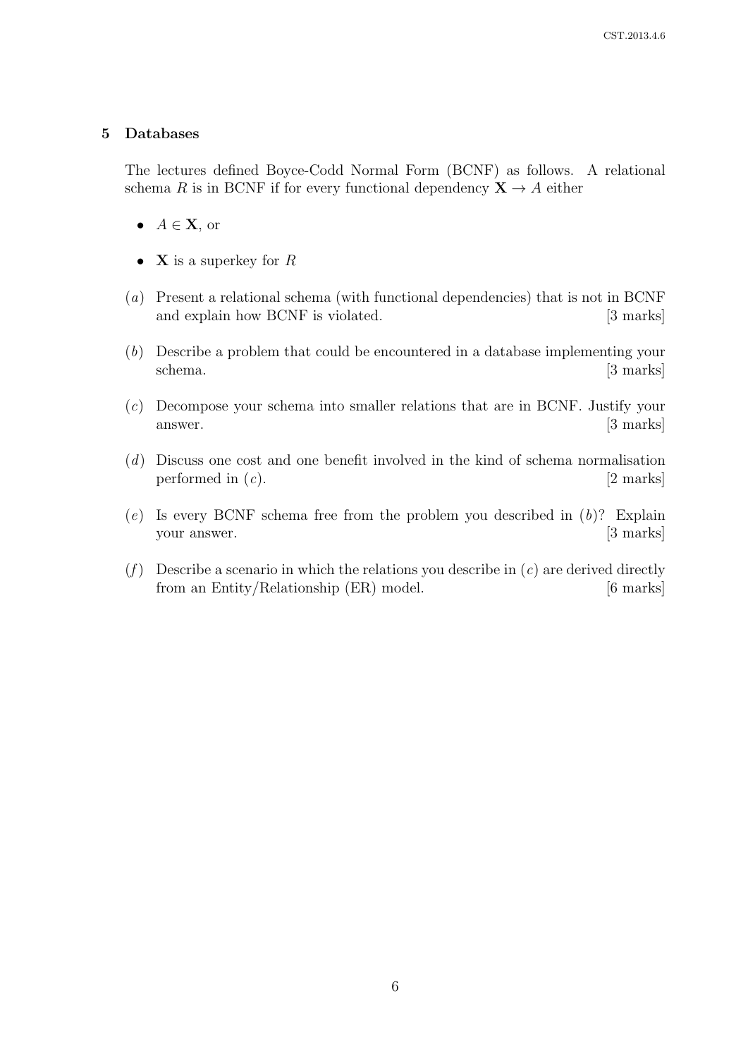## 5 Databases

The lectures defined Boyce-Codd Normal Form (BCNF) as follows. A relational schema $R$ is in BCNF if for every functional dependency $\mathbf{X} \rightarrow A$ either

- $A \in \mathbf{X}$, or
- $\mathbf{X}$ is a superkey for $R$

(*a*) Present a relational schema (with functional dependencies) that is not in BCNF and explain how BCNF is violated. [3 marks]

(*b*) Describe a problem that could be encountered in a database implementing your schema. [3 marks]

(*c*) Decompose your schema into smaller relations that are in BCNF. Justify your answer. [3 marks]

(*d*) Discuss one cost and one benefit involved in the kind of schema normalisation performed in (*c*). [2 marks]

(*e*) Is every BCNF schema free from the problem you described in (*b*)? Explain your answer. [3 marks]

(*f*) Describe a scenario in which the relations you describe in (*c*) are derived directly from an Entity/Relationship (ER) model. [6 marks]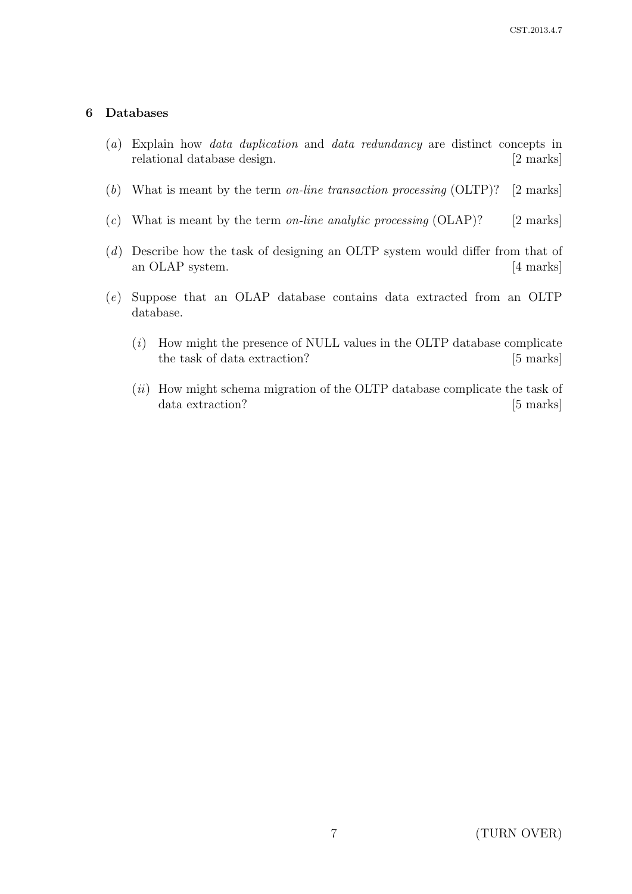## 6 Databases

(*a*) Explain how *data duplication* and *data redundancy* are distinct concepts in relational database design. [2 marks]

(*b*) What is meant by the term *on-line transaction processing* (OLTP)? [2 marks]

(*c*) What is meant by the term *on-line analytic processing* (OLAP)? [2 marks]

(*d*) Describe how the task of designing an OLTP system would differ from that of an OLAP system. [4 marks]

(*e*) Suppose that an OLAP database contains data extracted from an OLTP database.

   (*i*) How might the presence of NULL values in the OLTP database complicate the task of data extraction? [5 marks]

   (*ii*) How might schema migration of the OLTP database complicate the task of data extraction? [5 marks]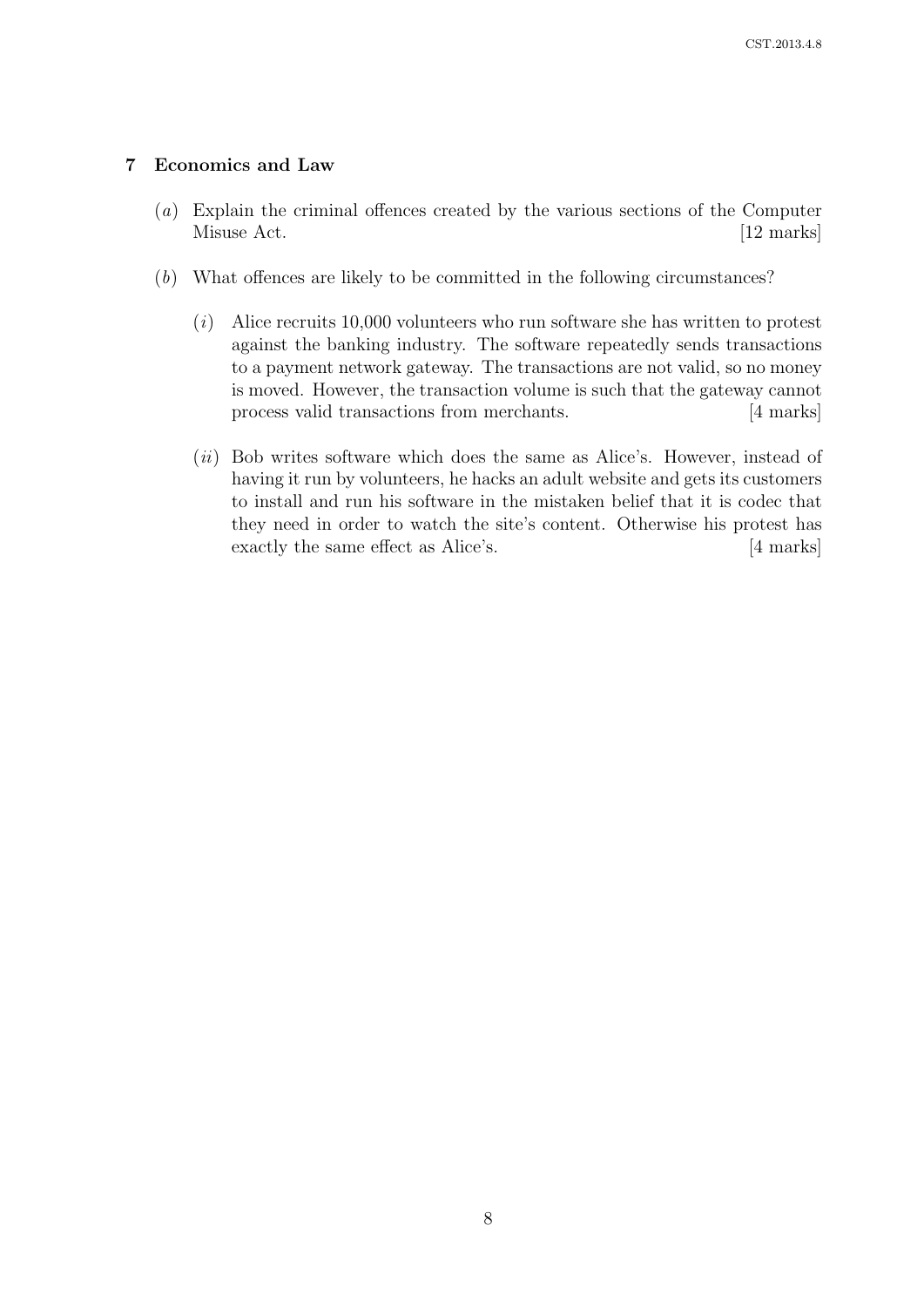## 7 Economics and Law

(*a*) Explain the criminal offences created by the various sections of the Computer Misuse Act. [12 marks]

(*b*) What offences are likely to be committed in the following circumstances?

(*i*) Alice recruits 10,000 volunteers who run software she has written to protest against the banking industry. The software repeatedly sends transactions to a payment network gateway. The transactions are not valid, so no money is moved. However, the transaction volume is such that the gateway cannot process valid transactions from merchants. [4 marks]

(*ii*) Bob writes software which does the same as Alice's. However, instead of having it run by volunteers, he hacks an adult website and gets its customers to install and run his software in the mistaken belief that it is codec that they need in order to watch the site's content. Otherwise his protest has exactly the same effect as Alice's. [4 marks]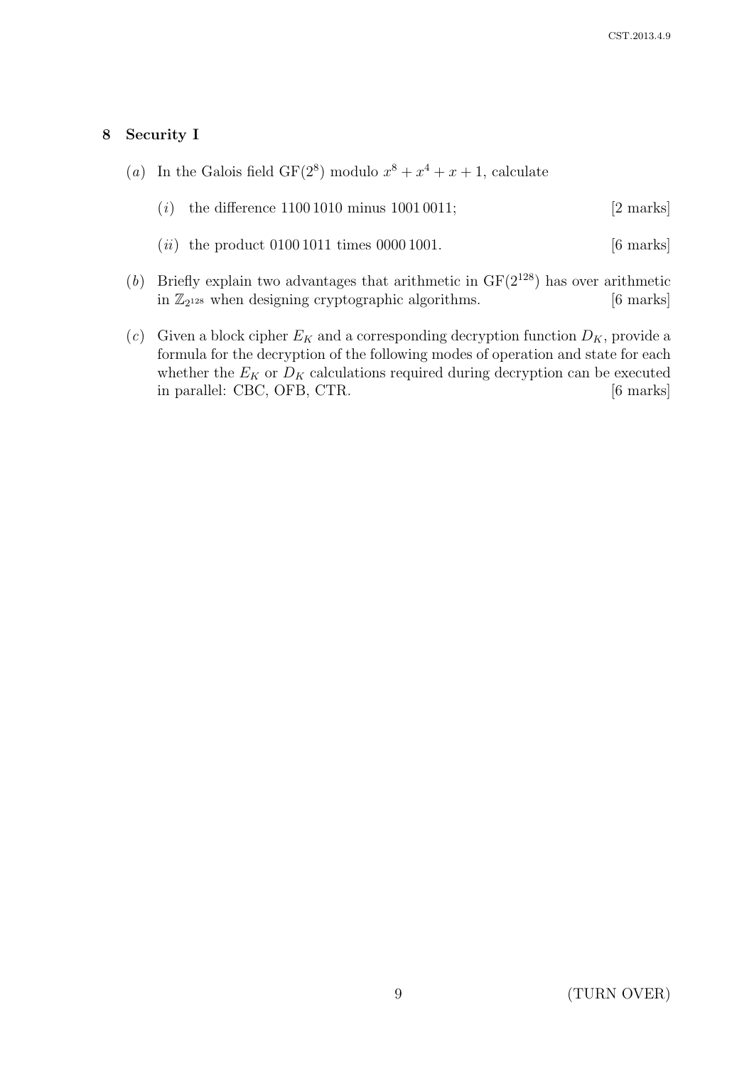## 8 Security I

(*a*) In the Galois field $\mathrm{GF}(2^8)$ modulo $x^8 + x^4 + x + 1$, calculate

(*i*) the difference 1100 1010 minus 1001 0011; [2 marks]

(*ii*) the product 0100 1011 times 0000 1001. [6 marks]

(*b*) Briefly explain two advantages that arithmetic in $\mathrm{GF}(2^{128})$ has over arithmetic in $\mathbb{Z}_{2^{128}}$ when designing cryptographic algorithms. [6 marks]

(*c*) Given a block cipher $E_K$ and a corresponding decryption function $D_K$, provide a formula for the decryption of the following modes of operation and state for each whether the $E_K$ or $D_K$ calculations required during decryption can be executed in parallel: CBC, OFB, CTR. [6 marks]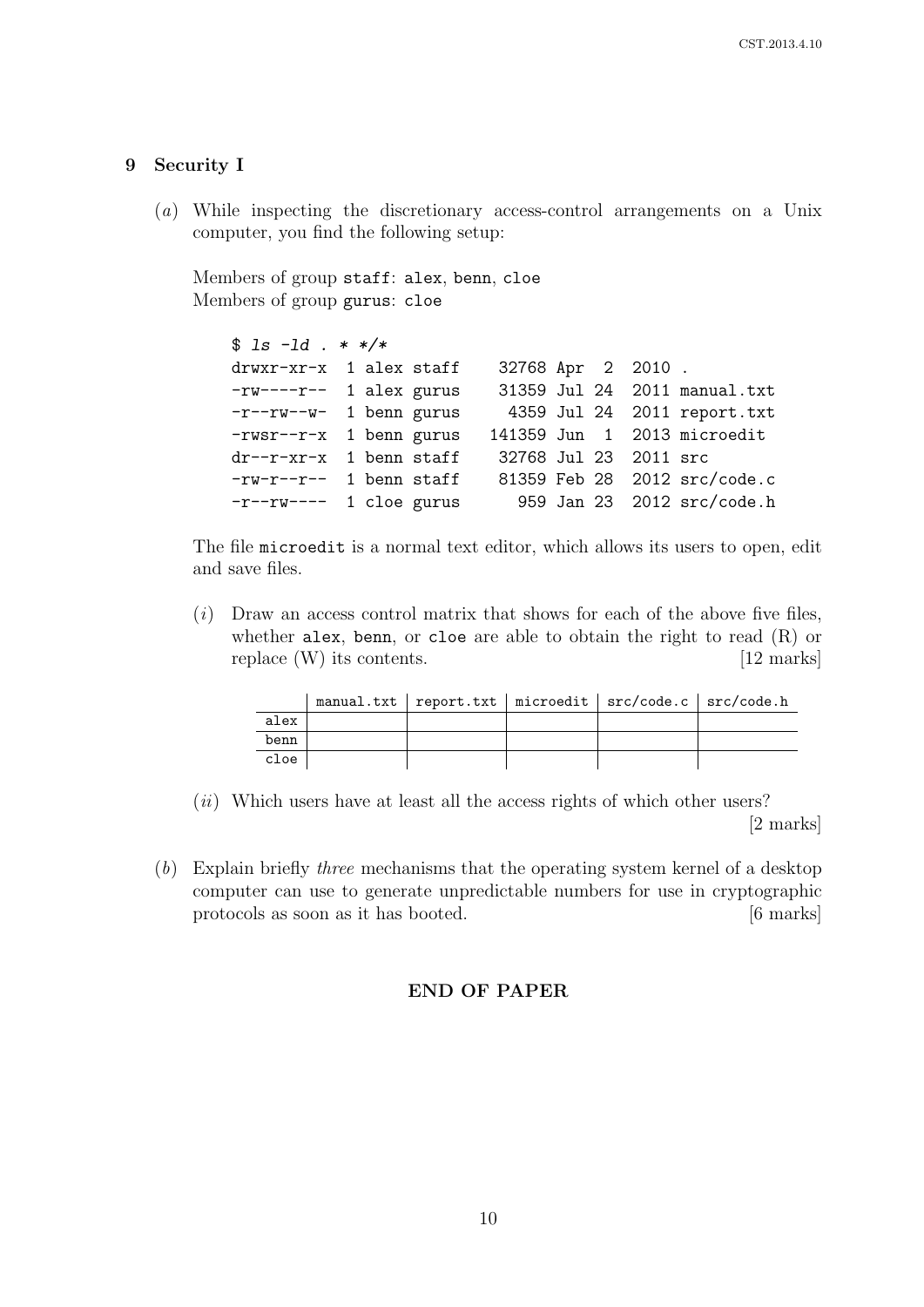## 9 Security I

(*a*) While inspecting the discretionary access-control arrangements on a Unix computer, you find the following setup:

Members of group staff: alex, benn, cloe
Members of group gurus: cloe

```
$ ls -ld . * */*
drwxr-xr-x  1 alex staff    32768 Apr  2  2010 .
-rw----r--  1 alex gurus    31359 Jul 24  2011 manual.txt
-r--rw--w-  1 benn gurus     4359 Jul 24  2011 report.txt
-rwsr--r-x  1 benn gurus   141359 Jun  1  2013 microedit
dr--r-xr-x  1 benn staff    32768 Jul 23  2011 src
-rw-r--r--  1 benn staff    81359 Feb 28  2012 src/code.c
-r--rw----  1 cloe gurus      959 Jan 23  2012 src/code.h
```

The file microedit is a normal text editor, which allows its users to open, edit and save files.

(*i*) Draw an access control matrix that shows for each of the above five files, whether alex, benn, or cloe are able to obtain the right to read (R) or replace (W) its contents. [12 marks]

| | manual.txt | report.txt | microedit | src/code.c | src/code.h |
|---|---|---|---|---|---|
| alex | | | | | |
| benn | | | | | |
| cloe | | | | | |

(*ii*) Which users have at least all the access rights of which other users? [2 marks]

(*b*) Explain briefly *three* mechanisms that the operating system kernel of a desktop computer can use to generate unpredictable numbers for use in cryptographic protocols as soon as it has booted. [6 marks]

**END OF PAPER**